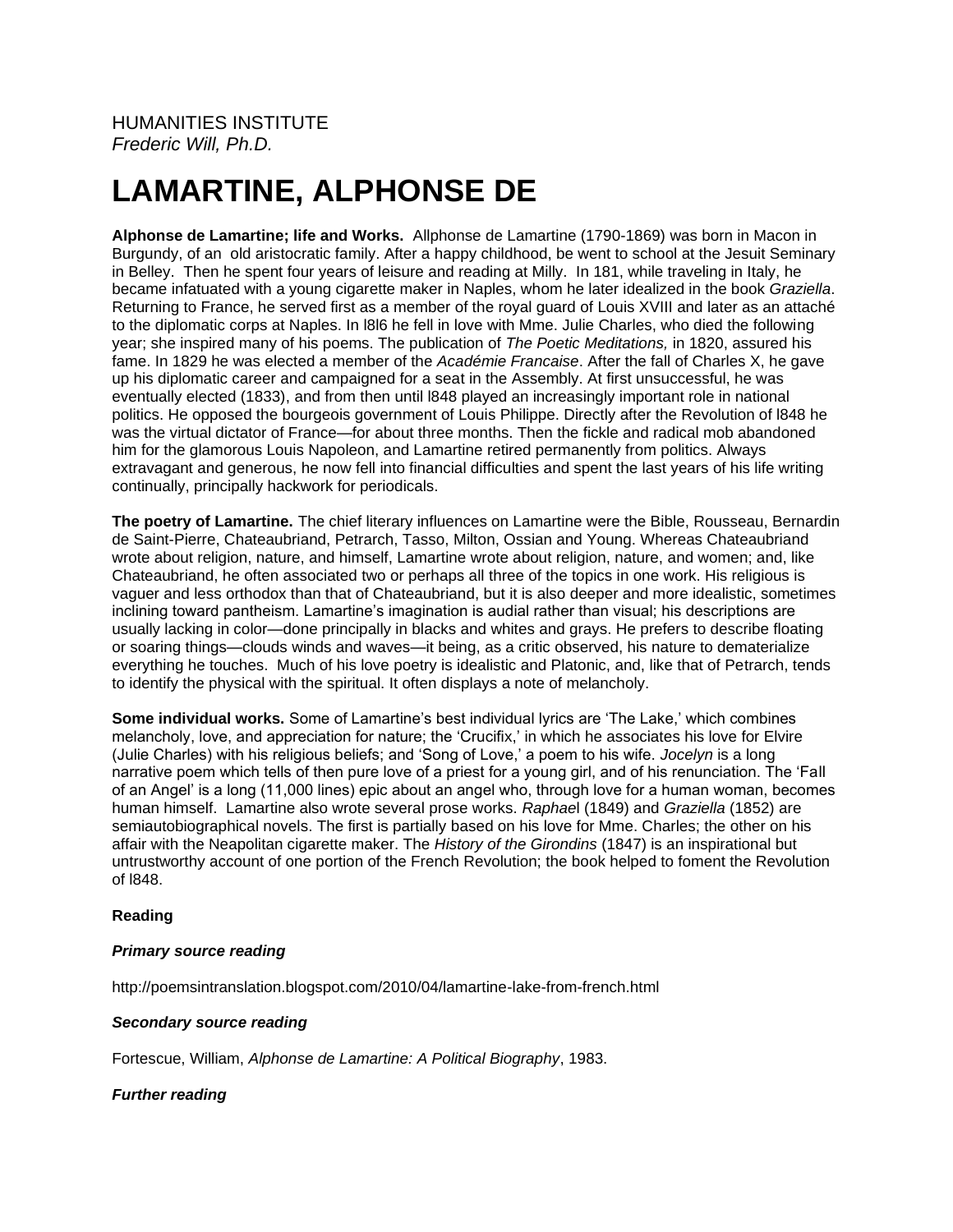HUMANITIES INSTITUTE
*Frederic Will, Ph.D.*

# LAMARTINE, ALPHONSE DE

**Alphonse de Lamartine; life and Works.** Allphonse de Lamartine (1790-1869) was born in Macon in Burgundy, of an old aristocratic family. After a happy childhood, be went to school at the Jesuit Seminary in Belley. Then he spent four years of leisure and reading at Milly. In 181, while traveling in Italy, he became infatuated with a young cigarette maker in Naples, whom he later idealized in the book *Graziella*. Returning to France, he served first as a member of the royal guard of Louis XVIII and later as an attaché to the diplomatic corps at Naples. In l8l6 he fell in love with Mme. Julie Charles, who died the following year; she inspired many of his poems. The publication of *The Poetic Meditations,* in 1820, assured his fame. In 1829 he was elected a member of the *Académie Francaise*. After the fall of Charles X, he gave up his diplomatic career and campaigned for a seat in the Assembly. At first unsuccessful, he was eventually elected (1833), and from then until l848 played an increasingly important role in national politics. He opposed the bourgeois government of Louis Philippe. Directly after the Revolution of l848 he was the virtual dictator of France—for about three months. Then the fickle and radical mob abandoned him for the glamorous Louis Napoleon, and Lamartine retired permanently from politics. Always extravagant and generous, he now fell into financial difficulties and spent the last years of his life writing continually, principally hackwork for periodicals.

**The poetry of Lamartine.** The chief literary influences on Lamartine were the Bible, Rousseau, Bernardin de Saint-Pierre, Chateaubriand, Petrarch, Tasso, Milton, Ossian and Young. Whereas Chateaubriand wrote about religion, nature, and himself, Lamartine wrote about religion, nature, and women; and, like Chateaubriand, he often associated two or perhaps all three of the topics in one work. His religious is vaguer and less orthodox than that of Chateaubriand, but it is also deeper and more idealistic, sometimes inclining toward pantheism. Lamartine's imagination is audial rather than visual; his descriptions are usually lacking in color—done principally in blacks and whites and grays. He prefers to describe floating or soaring things—clouds winds and waves—it being, as a critic observed, his nature to dematerialize everything he touches. Much of his love poetry is idealistic and Platonic, and, like that of Petrarch, tends to identify the physical with the spiritual. It often displays a note of melancholy.

**Some individual works.** Some of Lamartine's best individual lyrics are 'The Lake,' which combines melancholy, love, and appreciation for nature; the 'Crucifix,' in which he associates his love for Elvire (Julie Charles) with his religious beliefs; and 'Song of Love,' a poem to his wife. *Jocelyn* is a long narrative poem which tells of then pure love of a priest for a young girl, and of his renunciation. The 'Fall of an Angel' is a long (11,000 lines) epic about an angel who, through love for a human woman, becomes human himself. Lamartine also wrote several prose works. *Raphae*l (1849) and *Graziella* (1852) are semiautobiographical novels. The first is partially based on his love for Mme. Charles; the other on his affair with the Neapolitan cigarette maker. The *History of the Girondins* (1847) is an inspirational but untrustworthy account of one portion of the French Revolution; the book helped to foment the Revolution of l848.

**Reading**

***Primary source reading***

http://poemsintranslation.blogspot.com/2010/04/lamartine-lake-from-french.html

***Secondary source reading***

Fortescue, William, *Alphonse de Lamartine: A Political Biography*, 1983.

***Further reading***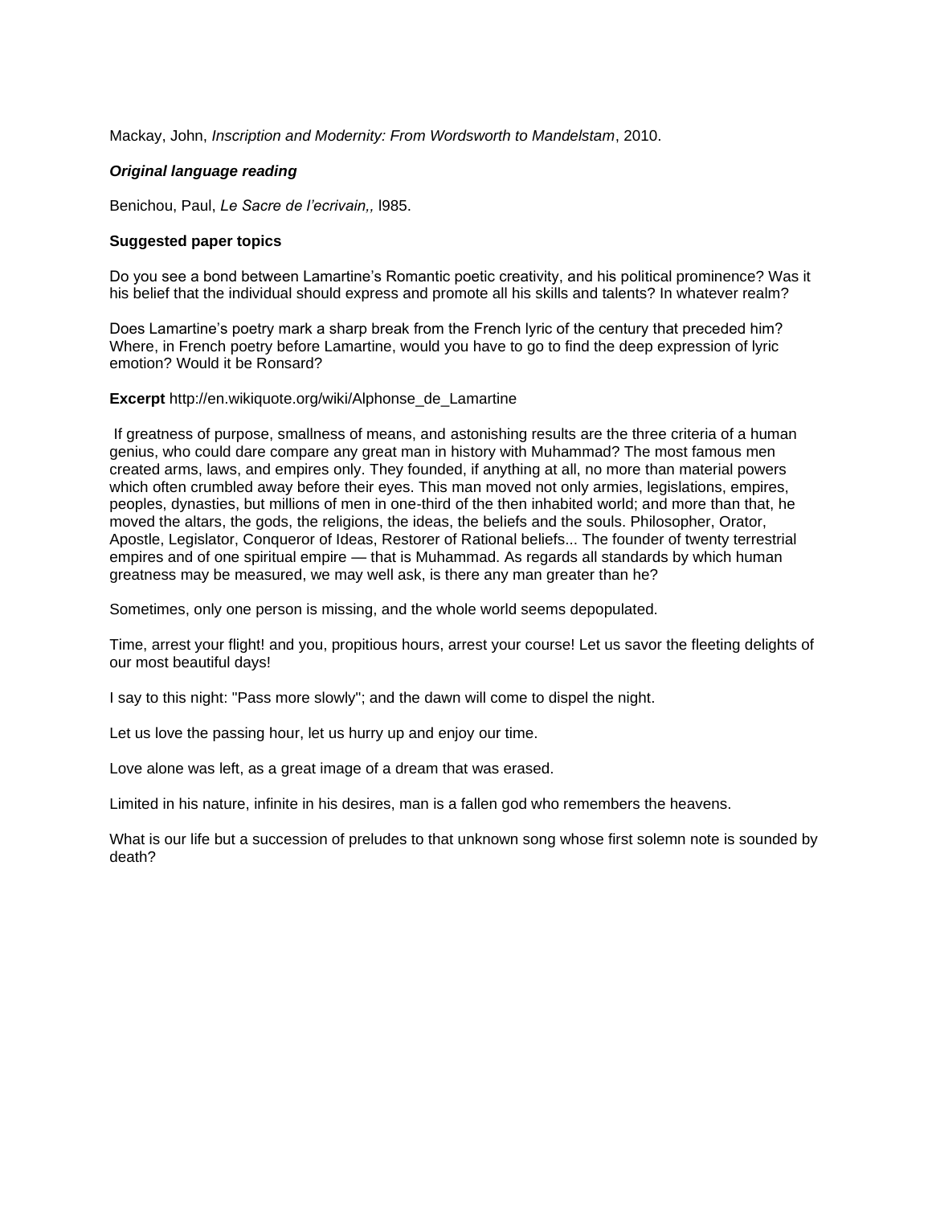Mackay, John, *Inscription and Modernity: From Wordsworth to Mandelstam*, 2010.

***Original language reading***

Benichou, Paul, *Le Sacre de l'ecrivain,,* l985.

**Suggested paper topics**

Do you see a bond between Lamartine's Romantic poetic creativity, and his political prominence? Was it his belief that the individual should express and promote all his skills and talents? In whatever realm?

Does Lamartine's poetry mark a sharp break from the French lyric of the century that preceded him? Where, in French poetry before Lamartine, would you have to go to find the deep expression of lyric emotion? Would it be Ronsard?

**Excerpt** http://en.wikiquote.org/wiki/Alphonse_de_Lamartine

If greatness of purpose, smallness of means, and astonishing results are the three criteria of a human genius, who could dare compare any great man in history with Muhammad? The most famous men created arms, laws, and empires only. They founded, if anything at all, no more than material powers which often crumbled away before their eyes. This man moved not only armies, legislations, empires, peoples, dynasties, but millions of men in one-third of the then inhabited world; and more than that, he moved the altars, the gods, the religions, the ideas, the beliefs and the souls. Philosopher, Orator, Apostle, Legislator, Conqueror of Ideas, Restorer of Rational beliefs... The founder of twenty terrestrial empires and of one spiritual empire — that is Muhammad. As regards all standards by which human greatness may be measured, we may well ask, is there any man greater than he?

Sometimes, only one person is missing, and the whole world seems depopulated.

Time, arrest your flight! and you, propitious hours, arrest your course! Let us savor the fleeting delights of our most beautiful days!

I say to this night: "Pass more slowly"; and the dawn will come to dispel the night.

Let us love the passing hour, let us hurry up and enjoy our time.

Love alone was left, as a great image of a dream that was erased.

Limited in his nature, infinite in his desires, man is a fallen god who remembers the heavens.

What is our life but a succession of preludes to that unknown song whose first solemn note is sounded by death?